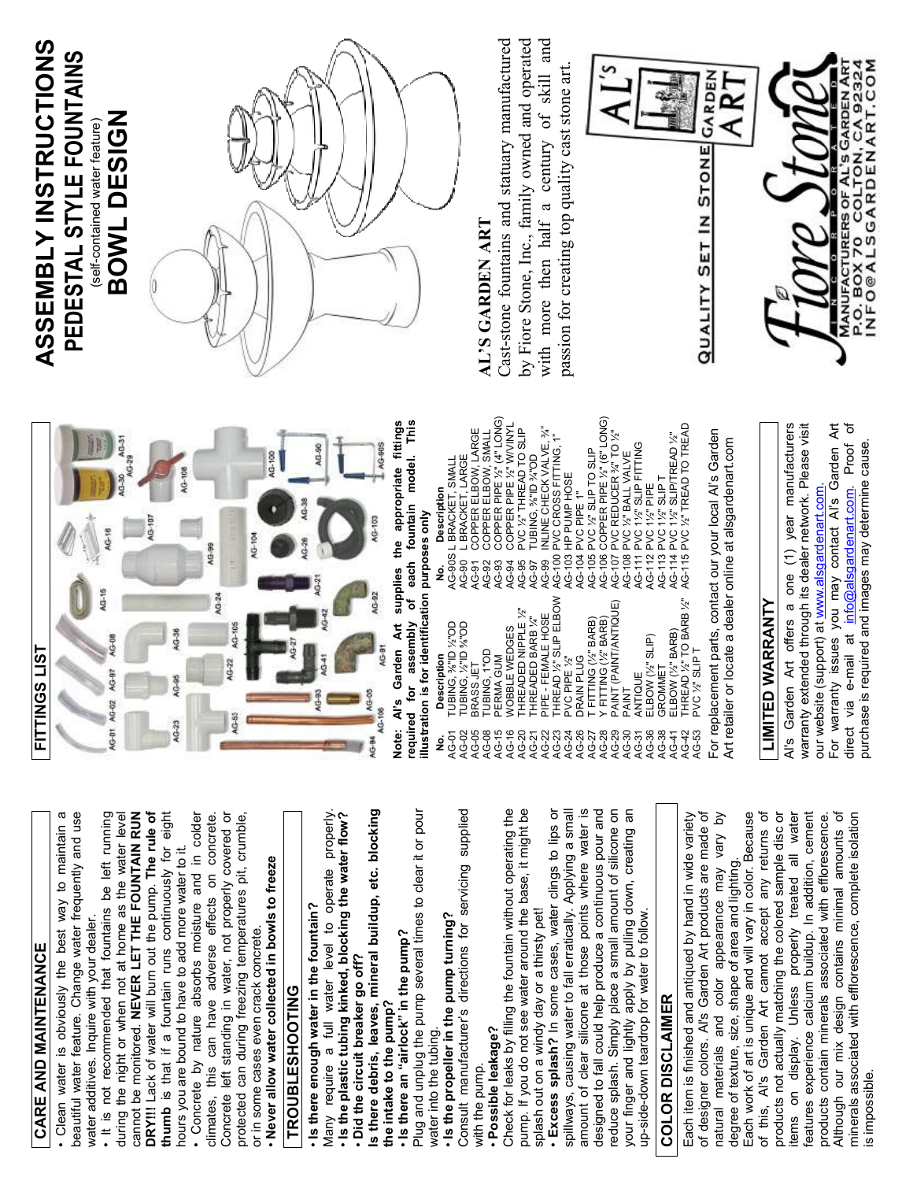# ASSEMBLY INSTRUCTIONS

## PEDESTAL STYLE FOUNTAINS

(self-contained water feature)

## BOWL DESIGN

### AL'S GARDEN ART

Cast-stone fountains and statuary manufactured by Fiore Stone, Inc., family owned and operated with more then half a century of skill and passion for creating top quality cast stone art.

AL'S GARDEN ART

QUALITY SET IN STONE

Fiore Stone INCORPORATED

MANUFACTURERS OF AL'S GARDEN ART
P.O. BOX 70 COLTON, CA 92324
INFO@ALSGARDENART.COM

## FITTINGS LIST

AG-01 AG-02 AG-07 AG-08 AG-15 AG-16 AG-107 AG-30 AG-31 AG-29 AG-23 AG-95 AG-36 AG-24 AG-99 AG-108 AG-53 AG-22 AG-105 AG-27 AG-104 AG-100 AG-93 AG-41 AG-42 AG-21 AG-26 AG-38 AG-05 AG-91 AG-92 AG-103 AG-90 AG-94 AG-106 AG-90S

**Note: Al's Garden Art supplies the appropriate fittings required for assembly of each fountain model. This illustration is for identification purposes only**

| No. | Description | No. | Description |
|---|---|---|---|
| AG-01 | TUBING, ⅜"ID ½"OD | AG-90S | L BRACKET, SMALL |
| AG-02 | TUBING, ½"ID ⅝"OD | AG-90 | L BRACKET, LARGE |
| AG-05 | BRASS JET | AG-91 | COPPER ELBOW, LARGE |
| AG-08 | TUBING, 1"OD | AG-92 | COPPER ELBOW, SMALL |
| AG-15 | PERMA GUM | AG-93 | COPPER PIPE ½" (4" LONG) |
| AG-16 | WOBBLE WEDGES | AG-94 | COPPER PIPE ½" W/VINYL |
| AG-20 | THREADED NIPPLE ½" | AG-95 | PVC ½" THREAD TO SLIP |
| AG-21 | THREADED BARB ¼" | AG-97 | TUBING, ⅝"ID ¾"OD |
| AG-22 | PIPE - FEMALE HOSE | AG-99 | INLINE CHECK VALVE, ¾" |
| AG-23 | THREAD ½" SLIP ELBOW | AG-100 | PVC CROSS FITTING, 1" |
| AG-24 | PVC PIPE ½" | AG-103 | HP PUMP HOSE |
| AG-26 | DRAIN PLUG | AG-104 | PVC PIPE 1" |
| AG-27 | T FITTING (½" BARB) | AG-105 | PVC ½" SLIP TO SLIP |
| AG-28 | Y FITTING (½" BARB) | AG-106 | COPPER PIPE ½" (6" LONG) |
| AG-29 | PAINT (PAINT/ANTIQUE) | AG-107 | PVC REDUCER ¾" TO ½" |
| AG-30 | PAINT | AG-108 | PVC ½" BALL VALVE |
| AG-31 | ANTIQUE | AG-111 | PVC 1½" SLIP FITTING |
| AG-36 | ELBOW (½" SLIP) | AG-112 | PVC 1½" PIPE |
| AG-38 | GROMMET | AG-113 | PVC 1½" SLIP T |
| AG-41 | ELBOW (½" BARB) | AG-114 | PVC 1½" SLIP/TREAD ½" |
| AG-42 | THREAD ½" TO BARB ½" | AG-115 | PVC ½" TREAD TO TREAD |
| AG-53 | PVC ½" SLIP T | | |

For replacement parts, contact our your local Al's Garden Art retailer or locate a dealer online at alsgardenart.com

## LIMITED WARRANTY

Al's Garden Art offers a one (1) year manufacturers warranty extended through its dealer network. Please visit our website (support) at www.alsgardenart.com. For warranty issues you may contact Al's Garden Art direct via e-mail at info@alsgardenart.com. Proof of purchase is required and images may determine cause.

## CARE AND MAINTENANCE

- Clean water is obviously the best way to maintain a beautiful water feature. Change water frequently and use water additives. Inquire with your dealer.
- It is not recommended that fountains be left running during the night or when not at home as the water level cannot be monitored. **NEVER LET THE FOUNTAIN RUN DRY!!** Lack of water will burn out the pump. **The rule of thumb** is that if a fountain runs continuously for eight hours you are bound to have to add more water to it.
- Concrete by nature absorbs moisture and in colder climates, this can have adverse effects on concrete. Concrete left standing in water, not properly covered or protected can during freezing temperatures pit, crumble, or in some cases even crack concrete.
- **Never allow water collected in bowls to freeze**

## TROUBLESHOOTING

- **Is there enough water in the fountain?**

Many require a full water level to operate properly.

- **Is the plastic tubing kinked, blocking the water flow?**
- **Did the circuit breaker go off?**

**Is there debris, leaves, mineral buildup, etc. blocking the intake to the pump?**

- **Is there an "airlock" in the pump?**

Plug and unplug the pump several times to clear it or pour water into the tubing.

- **Is the propeller in the pump turning?**

Consult manufacturer's directions for servicing supplied with the pump.

- **Possible leakage?**

Check for leaks by filling the fountain without operating the pump. If you do not see water around the base, it might be splash out on a windy day or a thirsty pet!

- **Excess splash?** In some cases, water clings to lips or spillways, causing water to fall erratically. Applying a small amount of clear silicone at those points where water is designed to fall could help produce a continuous pour and reduce splash. Simply place a small amount of silicone on your finger and lightly apply by pulling down, creating an up-side-down teardrop for water to follow.

## COLOR DISCLAIMER

Each item is finished and antiqued by hand in wide variety of designer colors. Al's Garden Art products are made of natural materials and color appearance may vary by degree of texture, size, shape of area and lighting.

Each work of art is unique and will vary in color. Because of this, Al's Garden Art cannot accept any returns of products not actually matching the colored sample disc or items on display. Unless properly treated all water features experience calcium buildup. In addition, cement products contain minerals associated with efflorescence. Although our mix design contains minimal amounts of minerals associated with efflorescence, complete isolation is impossible.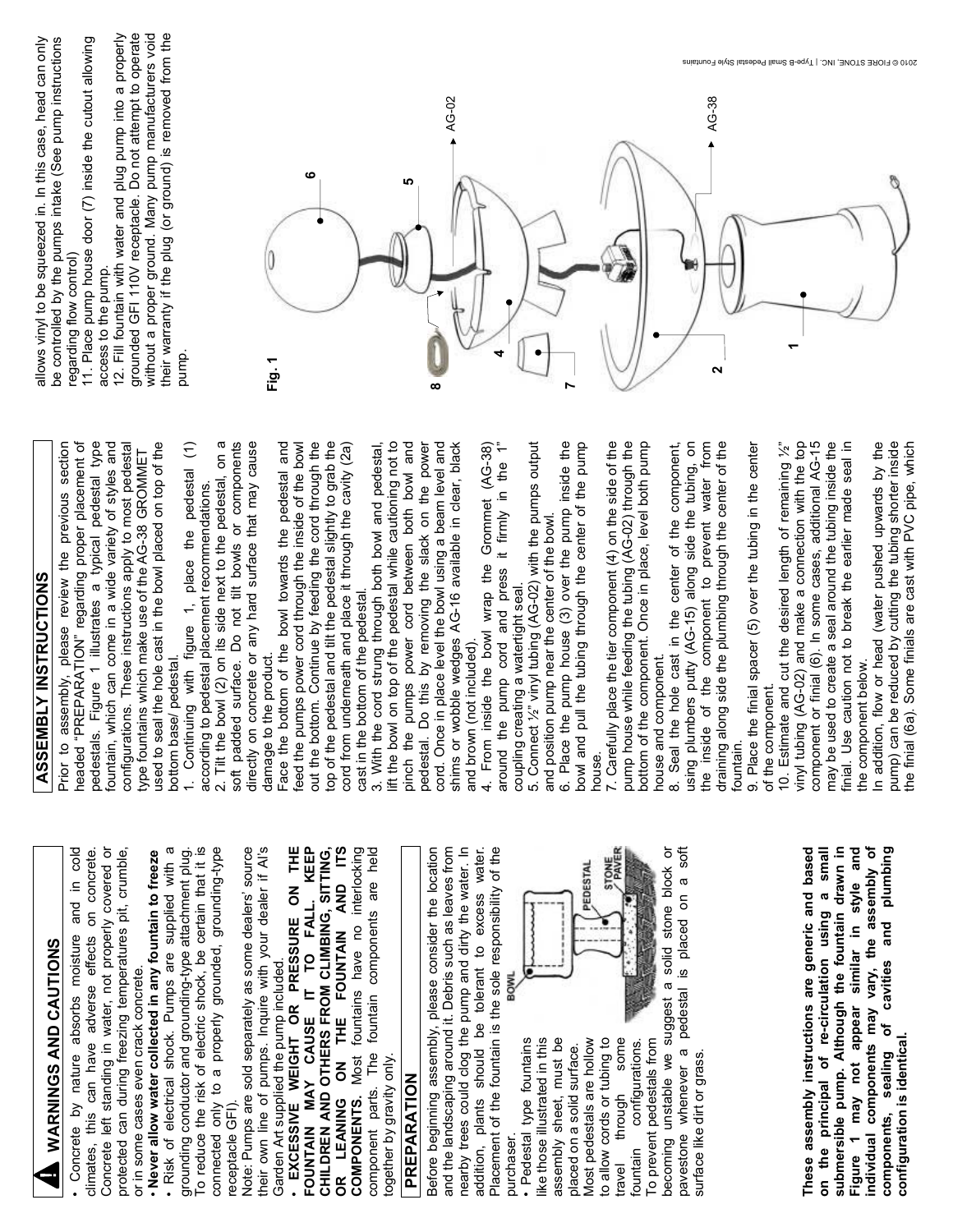## WARNINGS AND CAUTIONS

- Concrete by nature absorbs moisture and in cold climates, this can have adverse effects on concrete. Concrete left standing in water, not properly covered or protected can during freezing temperatures pit, crumble, or in some cases even crack concrete.
- **Never allow water collected in any fountain to freeze**
- Risk of electrical shock. Pumps are supplied with a grounding conductor and grounding-type attachment plug. To reduce the risk of electric shock, be certain that it is connected only to a properly grounded, grounding-type receptacle GFI).

Note: Pumps are sold separately as some dealers' source their own line of pumps. Inquire with your dealer if Al's Garden Art supplied the pump included.

- **EXCESSIVE WEIGHT OR PRESSURE ON THE FOUNTAIN MAY CAUSE IT TO FALL. KEEP CHILDREN AND OTHERS FROM CLIMBING, SITTING, OR LEANING ON THE FOUNTAIN AND ITS COMPONENTS.** Most fountains have no interlocking component parts. The fountain components are held together by gravity only.

## PREPARATION

Before beginning assembly, please consider the location and the landscaping around it. Debris such as leaves from nearby trees could clog the pump and dirty the water. In addition, plants should be tolerant to excess water. Placement of the fountain is the sole responsibility of the purchaser.

- Pedestal type fountains like those illustrated in this assembly sheet, must be placed on a solid surface. Most pedestals are hollow to allow cords or tubing to travel through some fountain configurations. To prevent pedestals from becoming unstable we suggest a solid stone block or pavestone whenever a pedestal is placed on a soft surface like dirt or grass.

BOWL
PEDESTAL
STONE PAVER

**These assembly instructions are generic and based on the principal of re-circulation using a small submersible pump. Although the fountain drawn in Figure 1 may not appear similar in style and individual components may vary, the assembly of components, sealing of cavities and plumbing configuration is identical.**

## ASSEMBLY INSTRUCTIONS

Prior to assembly, please review the previous section headed "PREPARATION" regarding proper placement of pedestals. Figure 1 illustrates a typical pedestal type fountain, which can come in a wide variety of styles and configurations. These instructions apply to most pedestal type fountains which make use of the AG-38 GROMMET used to seal the hole cast in the bowl placed on top of the bottom base/ pedestal.

1. Continuing with figure 1, place the pedestal (1) according to pedestal placement recommendations.
2. Tilt the bowl (2) on its side next to the pedestal, on a soft padded surface. Do not tilt bowls or components directly on concrete or any hard surface that may cause damage to the product.

Face the bottom of the bowl towards the pedestal and feed the pumps power cord through the inside of the bowl out the bottom. Continue by feeding the cord through the top of the pedestal and tilt the pedestal slightly to grab the cord from underneath and place it through the cavity (2a) cast in the bottom of the pedestal.

3. With the cord strung through both bowl and pedestal, lift the bowl on top of the pedestal while cautioning not to pinch the pumps power cord between both bowl and pedestal. Do this by removing the slack on the power cord. Once in place level the bowl using a beam level and shims or wobble wedges AG-16 available in clear, black and brown (not included).
4. From inside the bowl wrap the Grommet (AG-38) around the pump cord and press it firmly in the 1" coupling creating a watertight seal.
5. Connect ½" vinyl tubing (AG-02) with the pumps output and position pump near the center of the bowl.
6. Place the pump house (3) over the pump inside the bowl and pull the tubing through the center of the pump house.
7. Carefully place the tier component (4) on the side of the pump house while feeding the tubing (AG-02) through the bottom of the component. Once in place, level both pump house and component.
8. Seal the hole cast in the center of the component, using plumbers putty (AG-15) along side the tubing, on the inside of the component to prevent water from draining along side the plumbing through the center of the fountain.
9. Place the finial spacer (5) over the tubing in the center of the component.
10. Estimate and cut the desired length of remaining ½" vinyl tubing (AG-02) and make a connection with the top component or finial (6). In some cases, additional AG-15 may be used to create a seal around the tubing inside the finial. Use caution not to break the earlier made seal in the component below.

In addition, flow or head (water pushed upwards by the pump) can be reduced by cutting the tubing shorter inside the finial (6a). Some finials are cast with PVC pipe, which allows vinyl to be squeezed in. In this case, head can only be controlled by the pumps intake (See pump instructions regarding flow control)

11. Place pump house door (7) inside the cutout allowing access to the pump.
12. Fill fountain with water and plug pump into a properly grounded GFI 110V receptacle. Do not attempt to operate without a proper ground. Many pump manufacturers void their warranty if the plug (or ground) is removed from the pump.

**Fig. 1**

8, 4, 7, 2, 1, 6, 5, AG-02, AG-38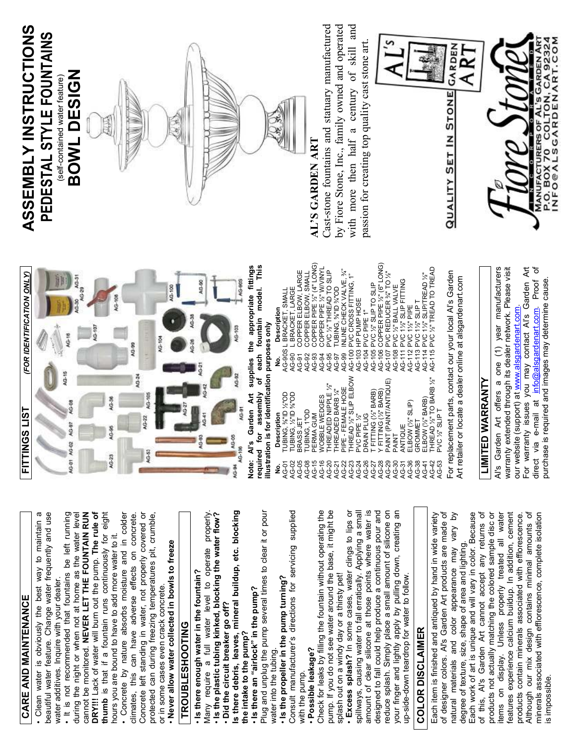## CARE AND MAINTENANCE

- Clean water is obviously the best way to maintain a beautiful water feature. Change water frequently and use water additives. Inquire with your dealer.
- It is not recommended that fountains be left running during the night or when not at home as the water level cannot be monitored. **NEVER LET THE FOUNTAIN RUN DRY!!!** Lack of water will burn out the pump. **The rule of thumb** is that if a fountain runs continuously for eight hours you are bound to have to add more water to it.
- Concrete by nature absorbs moisture and in colder climates, this can have adverse effects on concrete. Concrete left standing in water, not properly covered or protected can during freezing temperatures pit, crumble, or in some cases even crack concrete.
- **Never allow water collected in bowls to freeze**

## TROUBLESHOOTING

- **Is there enough water in the fountain?**
Many require a full water level to operate properly.
- **Is the plastic tubing kinked, blocking the water flow?**
- **Did the circuit breaker go off?**
**Is there debris, leaves, mineral buildup, etc. blocking the intake to the pump?**
- **Is there an "airlock" in the pump?**
Plug and unplug the pump several times to clear it or pour water into the tubing.
- **Is the propeller in the pump turning?**
Consult manufacturer's directions for servicing supplied with the pump.
- **Possible leakage?**
Check for leaks by filling the fountain without operating the pump. If you do not see water around the base, it might be splash out on a windy day or a thirsty pet!
- **Excess splash?** In some cases, water clings to lips or spillways, causing water to fall erratically. Applying a small amount of clear silicone at those points where water is designed to fall could help produce a continuous pour and reduce splash. Simply place a small amount of silicone on your finger and lightly apply by pulling down, creating an up-side-down teardrop for water to follow.

## COLOR DISCLAIMER

Each item is finished and antiqued by hand in wide variety of designer colors. Al's Garden Art products are made of natural materials and color appearance may vary by degree of texture, size, shape of area and lighting.
Each work of art is unique and will vary in color. Because of this, Al's Garden Art cannot accept any returns of products not actually matching the colored sample disc or items on display. Unless properly treated all water features experience calcium buildup. In addition, cement products contain minerals associated with efflorescence. Although our mix design contains minimal amounts of minerals associated with efflorescence, complete isolation is impossible.

## FITTINGS LIST (FOR IDENTIFICATION ONLY)

**Note: Al's Garden Art supplies the appropriate fittings required for assembly of each fountain model. This illustration is for identification purposes only**

| No. | Description | No. | Description |
|---|---|---|---|
| AG-01 | TUBING, ⅜"ID ½"OD | AG-90S | L BRACKET, SMALL |
| AG-02 | TUBING, ½"ID ⅝"OD | AG-90 | L BRACKET, LARGE |
| AG-05 | BRASS JET | AG-91 | COPPER ELBOW, LARGE |
| AG-08 | TUBING, 1"OD | AG-92 | COPPER ELBOW, SMALL |
| AG-15 | PERMA GUM | AG-93 | COPPER PIPE ½" (4" LONG) |
| AG-16 | WOBBLE WEDGES | AG-94 | COPPER PIPE ½" W/VINYL |
| AG-20 | THREADED NIPPLE ½" | AG-95 | PVC ½" THREAD TO SLIP |
| AG-21 | THREADED BARB ¼" | AG-97 | TUBING, ⅝"ID ¾"OD |
| AG-22 | PIPE - FEMALE HOSE | AG-99 | INLINE CHECK VALVE, ¾" |
| AG-23 | THREAD ½" SLIP ELBOW | AG-100 | PVC CROSS FITTING, 1" |
| AG-24 | PVC PIPE ½" | AG-103 | HP PUMP HOSE |
| AG-26 | DRAIN PLUG | AG-104 | PVC PIPE 1" |
| AG-27 | T FITTING (½" BARB) | AG-105 | PVC ½" SLIP TO SLIP |
| AG-28 | Y FITTING (½" BARB) | AG-106 | COPPER PIPE ½" (6" LONG) |
| AG-29 | PAINT (PAINT/ANTIQUE) | AG-107 | PVC REDUCER ¾" TO ½" |
| AG-30 | PAINT | AG-108 | PVC ½" BALL VALVE |
| AG-31 | ANTIQUE | AG-111 | PVC 1½" SLIP FITTING |
| AG-36 | ELBOW (½" SLIP) | AG-112 | PVC 1½" PIPE |
| AG-38 | GROMMET | AG-113 | PVC 1½" SLIP T |
| AG-41 | ELBOW (½" BARB) | AG-114 | PVC 1½" SLIP/TREAD ½" |
| AG-42 | THREAD ½" TO BARB ½" | AG-115 | PVC ½" TREAD TO TREAD |
| AG-53 | PVC ½" SLIP T | | |

For replacement parts, contact our your local Al's Garden Art retailer or locate a dealer online at alsgardenart.com

## LIMITED WARRANTY

Al's Garden Art offers a one (1) year manufacturers warranty extended through its dealer network. Please visit our website (support) at www.alsgardenart.com.
For warranty issues you may contact Al's Garden Art direct via e-mail at info@alsgardenart.com. Proof of purchase is required and images may determine cause.

# ASSEMBLY INSTRUCTIONS

## PEDESTAL STYLE FOUNTAINS

(self-contained water feature)

## BOWL DESIGN

## AL'S GARDEN ART

Cast-stone fountains and statuary manufactured by Fiore Stone, Inc., family owned and operated with more then half a century of skill and passion for creating top quality cast stone art.

QUALITY SET IN STONE

AL'S GARDEN ART

Fiore Stone INCORPORATED

MANUFACTURERS OF AL'S GARDEN ART
P.O. BOX 70 COLTON, CA 92324
INFO@ALSGARDENART.COM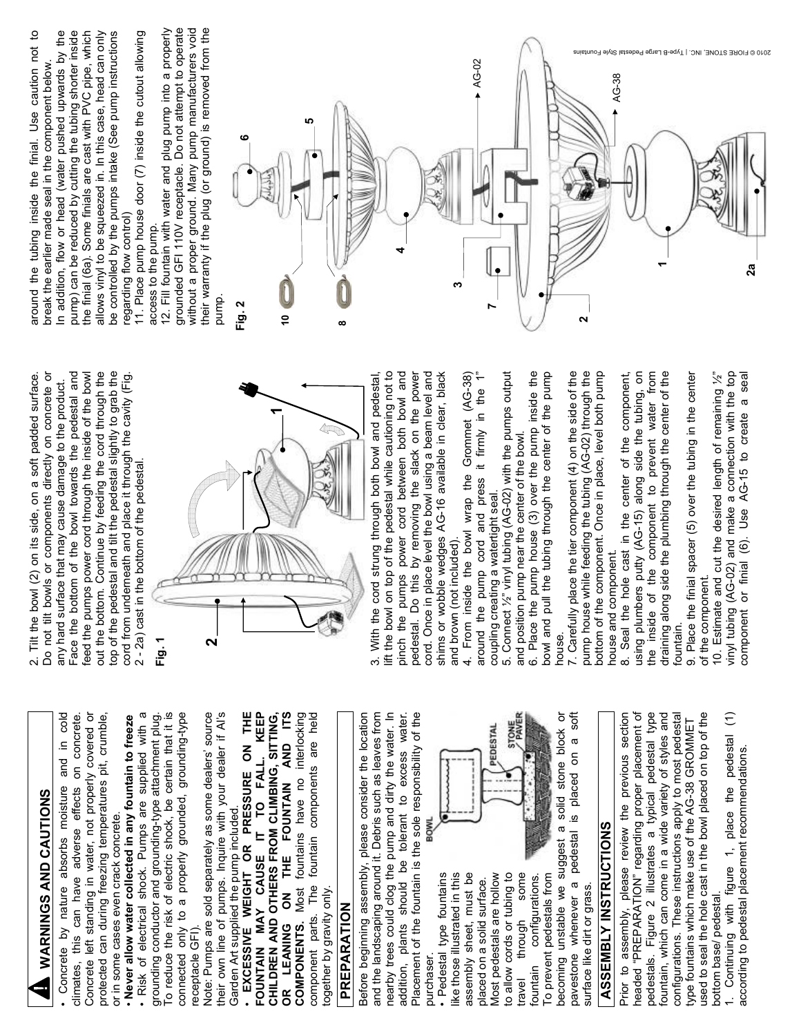## WARNINGS AND CAUTIONS

• Concrete by nature absorbs moisture and in cold climates, this can have adverse effects on concrete. Concrete left standing in water, not properly covered or protected can during freezing temperatures pit, crumble, or in some cases even crack concrete.

• **Never allow water collected in any fountain to freeze**

• Risk of electrical shock. Pumps are supplied with a grounding conductor and grounding-type attachment plug. To reduce the risk of electric shock, be certain that it is connected only to a properly grounded, grounding-type receptacle GFI).

Note: Pumps are sold separately as some dealers' source their own line of pumps. Inquire with your dealer if Al's Garden Art supplied the pump included.

• **EXCESSIVE WEIGHT OR PRESSURE ON THE FOUNTAIN MAY CAUSE IT TO FALL. KEEP CHILDREN AND OTHERS FROM CLIMBING, SITTING, OR LEANING ON THE FOUNTAIN AND ITS COMPONENTS.** Most fountains have no interlocking component parts. The fountain components are held together by gravity only.

## PREPARATION

Before beginning assembly, please consider the location and the landscaping around it. Debris such as leaves from nearby trees could clog the pump and dirty the water. In addition, plants should be tolerant to excess water. Placement of the fountain is the sole responsibility of the purchaser.

• Pedestal type fountains like those illustrated in this assembly sheet, must be placed on a solid surface. Most pedestals are hollow to allow cords or tubing to travel through some fountain configurations. To prevent pedestals from becoming unstable we suggest a solid stone block or pavestone whenever a pedestal is placed on a soft surface like dirt or grass.

BOWL
PEDESTAL
STONE PAVER

## ASSEMBLY INSTRUCTIONS

Prior to assembly, please review the previous section headed "PREPARATION" regarding proper placement of pedestals. Figure 2 illustrates a typical pedestal type fountain, which can come in a wide variety of styles and configurations. These instructions apply to most pedestal type fountains which make use of the AG-38 GROMMET used to seal the hole cast in the bowl placed on top of the bottom base/ pedestal.

1. Continuing with figure 1, place the pedestal (1) according to pedestal placement recommendations.

2. Tilt the bowl (2) on its side, on a soft padded surface. Do not tilt bowls or components directly on concrete or any hard surface that may cause damage to the product. Face the bottom of the bowl towards the pedestal and feed the pumps power cord through the inside of the bowl out the bottom. Continue by feeding the cord through the top of the pedestal and tilt the pedestal slightly to grab the cord from underneath and place it through the cavity (Fig. 2 - 2a) cast in the bottom of the pedestal.

**Fig. 1**

2
1

3. With the cord strung through both bowl and pedestal, lift the bowl on top of the pedestal while cautioning not to pinch the pumps power cord between both bowl and pedestal. Do this by removing the slack on the power cord. Once in place level the bowl using a beam level and shims or wobble wedges AG-16 available in clear, black and brown (not included).

4. From inside the bowl wrap the Grommet (AG-38) around the pump cord and press it firmly in the 1" coupling creating a watertight seal.

5. Connect ½" vinyl tubing (AG-02) with the pumps output and position pump near the center of the bowl.

6. Place the pump house (3) over the pump inside the bowl and pull the tubing through the center of the pump house.

7. Carefully place the tier component (4) on the side of the pump house while feeding the tubing (AG-02) through the bottom of the component. Once in place, level both pump house and component.

8. Seal the hole cast in the center of the component, using plumbers putty (AG-15) along side the tubing, on the inside of the component to prevent water from draining along side the plumbing through the center of the fountain.

9. Place the finial spacer (5) over the tubing in the center of the component.

10. Estimate and cut the desired length of remaining ½" vinyl tubing (AG-02) and make a connection with the top component or finial (6). Use AG-15 to create a seal around the tubing inside the finial. Use caution not to break the earlier made seal in the component below.

In addition, flow or head (water pushed upwards by the pump) can be reduced by cutting the tubing shorter inside the finial (6a). Some finials are cast with PVC pipe, which allows vinyl to be squeezed in. In this case, head can only be controlled by the pumps intake (See pump instructions regarding flow control)

11. Place pump house door (7) inside the cutout allowing access to the pump.

12. Fill fountain with water and plug pump into a properly grounded GFI 110V receptacle. Do not attempt to operate without a proper ground. Many pump manufacturers void their warranty if the plug (or ground) is removed from the pump.

**Fig. 2**

10
8
6
5
4
3
7
2
1
2a
AG-02
AG-38